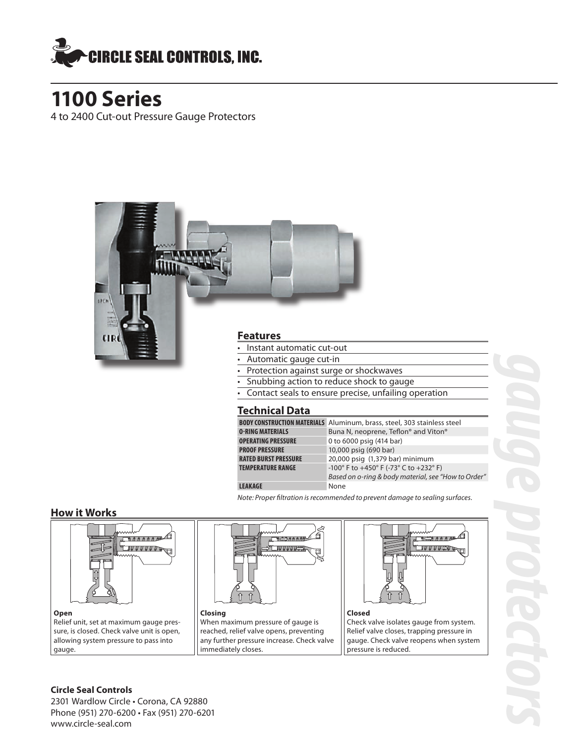CIRCLE SEAL CONTROLS, INC.

# 1100 Series

4 to 2400 Cut-out Pressure Gauge Protectors

## Features

- Instant automatic cut-out
- Automatic gauge cut-in
- Protection against surge or shockwaves
- Snubbing action to reduce shock to gauge
- Contact seals to ensure precise, unfailing operation

## Technical Data

| | |
|---|---|
| **BODY CONSTRUCTION MATERIALS** | Aluminum, brass, steel, 303 stainless steel |
| **O-RING MATERIALS** | Buna N, neoprene, Teflon® and Viton® |
| **OPERATING PRESSURE** | 0 to 6000 psig (414 bar) |
| **PROOF PRESSURE** | 10,000 psig (690 bar) |
| **RATED BURST PRESSURE** | 20,000 psig (1,379 bar) minimum |
| **TEMPERATURE RANGE** | -100° F to +450° F (-73° C to +232° F) *Based on o-ring & body material, see "How to Order"* |
| **LEAKAGE** | None |

*Note: Proper filtration is recommended to prevent damage to sealing surfaces.*

## How it Works

**Open**
Relief unit, set at maximum gauge pressure, is closed. Check valve unit is open, allowing system pressure to pass into gauge.

**Closing**
When maximum pressure of gauge is reached, relief valve opens, preventing any further pressure increase. Check valve immediately closes.

**Closed**
Check valve isolates gauge from system. Relief valve closes, trapping pressure in gauge. Check valve reopens when system pressure is reduced.

gauge protectors

**Circle Seal Controls**
2301 Wardlow Circle • Corona, CA 92880
Phone (951) 270-6200 • Fax (951) 270-6201
www.circle-seal.com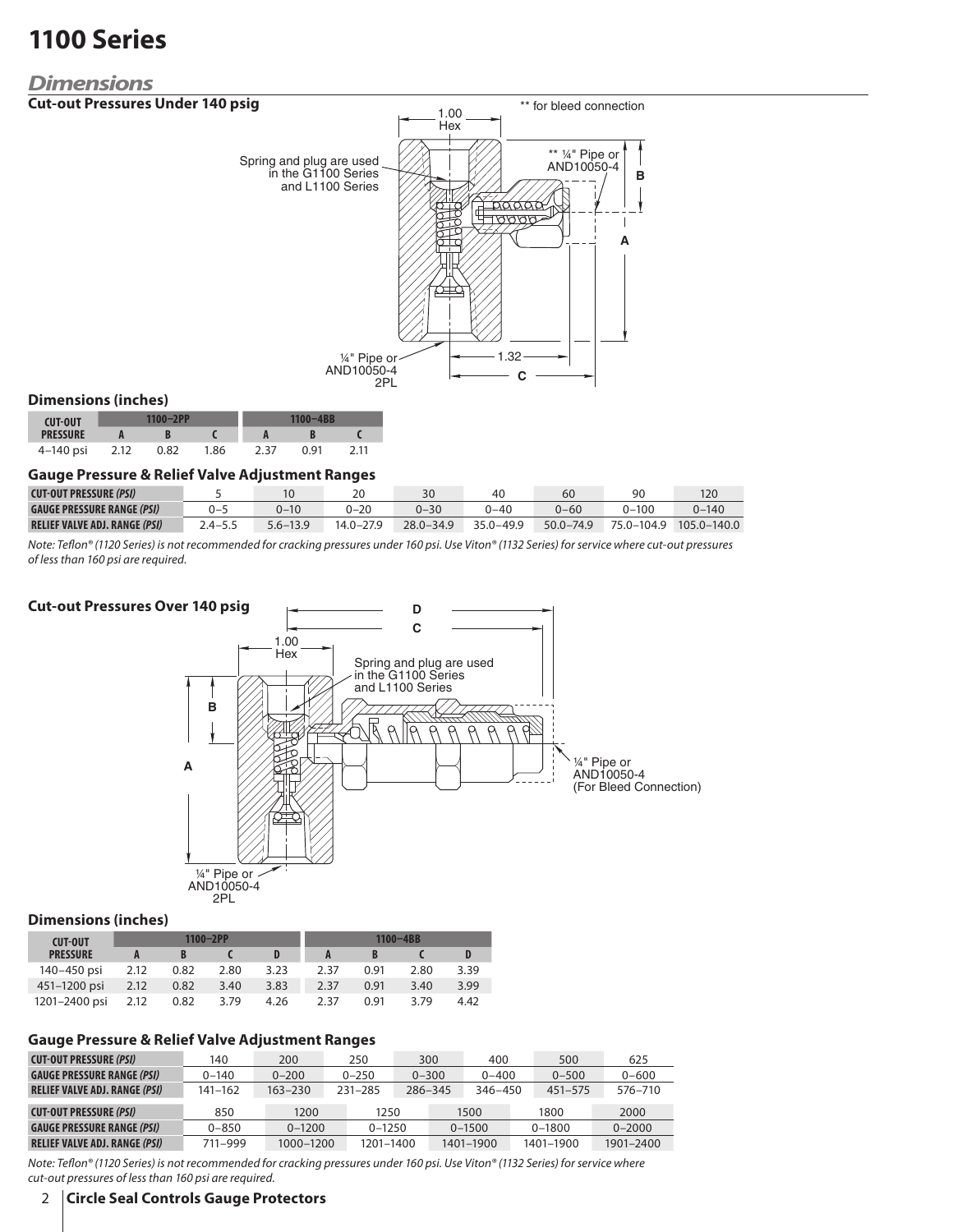# 1100 Series

## Dimensions

### Cut-out Pressures Under 140 psig

1.00 Hex

** for bleed connection

Spring and plug are used in the G1100 Series and L1100 Series

** ¼" Pipe or AND10050-4

B

A

¼" Pipe or AND10050-4 2PL

1.32

C

#### Dimensions (inches)

| CUT-OUT PRESSURE | 1100–2PP | | | 1100–4BB | | |
|---|---|---|---|---|---|---|
| | A | B | C | A | B | C |
| 4–140 psi | 2.12 | 0.82 | 1.86 | 2.37 | 0.91 | 2.11 |

#### Gauge Pressure & Relief Valve Adjustment Ranges

| CUT-OUT PRESSURE *(PSI)* | 5 | 10 | 20 | 30 | 40 | 60 | 90 | 120 |
|---|---|---|---|---|---|---|---|---|
| GAUGE PRESSURE RANGE *(PSI)* | 0–5 | 0–10 | 0–20 | 0–30 | 0–40 | 0–60 | 0–100 | 0–140 |
| RELIEF VALVE ADJ. RANGE *(PSI)* | 2.4–5.5 | 5.6–13.9 | 14.0–27.9 | 28.0–34.9 | 35.0–49.9 | 50.0–74.9 | 75.0–104.9 | 105.0–140.0 |

*Note: Teflon® (1120 Series) is not recommended for cracking pressures under 160 psi. Use Viton® (1132 Series) for service where cut-out pressures of less than 160 psi are required.*

### Cut-out Pressures Over 140 psig

D

C

1.00 Hex

Spring and plug are used in the G1100 Series and L1100 Series

B

A

¼" Pipe or AND10050-4 (For Bleed Connection)

¼" Pipe or AND10050-4 2PL

#### Dimensions (inches)

| CUT-OUT PRESSURE | 1100–2PP | | | | 1100–4BB | | | |
|---|---|---|---|---|---|---|---|---|
| | A | B | C | D | A | B | C | D |
| 140–450 psi | 2.12 | 0.82 | 2.80 | 3.23 | 2.37 | 0.91 | 2.80 | 3.39 |
| 451–1200 psi | 2.12 | 0.82 | 3.40 | 3.83 | 2.37 | 0.91 | 3.40 | 3.99 |
| 1201–2400 psi | 2.12 | 0.82 | 3.79 | 4.26 | 2.37 | 0.91 | 3.79 | 4.42 |

#### Gauge Pressure & Relief Valve Adjustment Ranges

| CUT-OUT PRESSURE *(PSI)* | 140 | 200 | 250 | 300 | 400 | 500 | 625 |
|---|---|---|---|---|---|---|---|
| GAUGE PRESSURE RANGE *(PSI)* | 0–140 | 0–200 | 0–250 | 0–300 | 0–400 | 0–500 | 0–600 |
| RELIEF VALVE ADJ. RANGE *(PSI)* | 141–162 | 163–230 | 231–285 | 286–345 | 346–450 | 451–575 | 576–710 |
| **CUT-OUT PRESSURE *(PSI)*** | **850** | **1200** | **1250** | **1500** | **1800** | **2000** | |
| GAUGE PRESSURE RANGE *(PSI)* | 0–850 | 0–1200 | 0–1250 | 0–1500 | 0–1800 | 0–2000 | |
| RELIEF VALVE ADJ. RANGE *(PSI)* | 711–999 | 1000–1200 | 1201–1400 | 1401–1900 | 1401–1900 | 1901–2400 | |

*Note: Teflon® (1120 Series) is not recommended for cracking pressures under 160 psi. Use Viton® (1132 Series) for service where cut-out pressures of less than 160 psi are required.*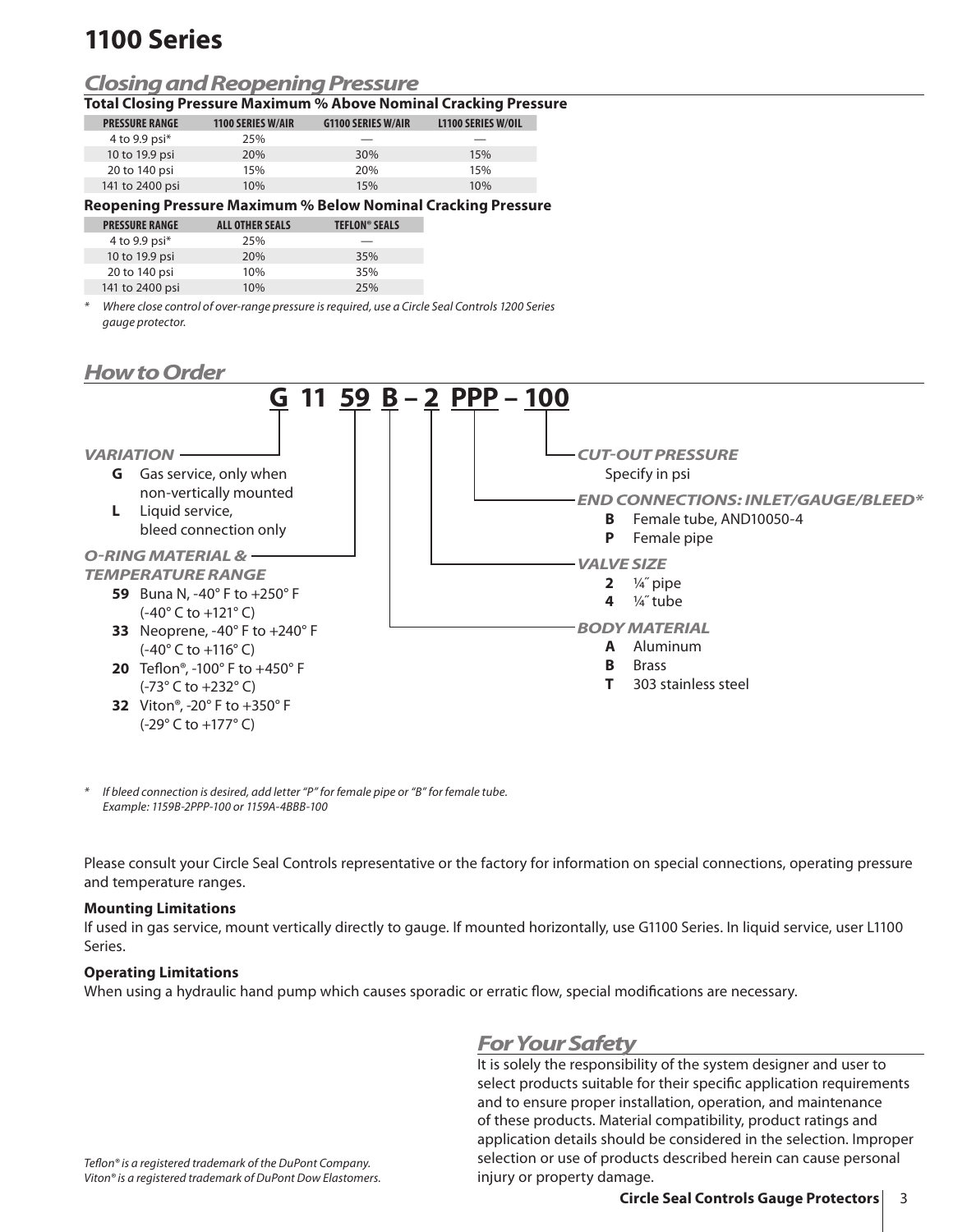# 1100 Series

## *Closing and Reopening Pressure*

**Total Closing Pressure Maximum % Above Nominal Cracking Pressure**

| PRESSURE RANGE | 1100 SERIES W/AIR | G1100 SERIES W/AIR | L1100 SERIES W/OIL |
|---|---|---|---|
| 4 to 9.9 psi* | 25% | — | — |
| 10 to 19.9 psi | 20% | 30% | 15% |
| 20 to 140 psi | 15% | 20% | 15% |
| 141 to 2400 psi | 10% | 15% | 10% |

**Reopening Pressure Maximum % Below Nominal Cracking Pressure**

| PRESSURE RANGE | ALL OTHER SEALS | TEFLON® SEALS |
|---|---|---|
| 4 to 9.9 psi* | 25% | — |
| 10 to 19.9 psi | 20% | 35% |
| 20 to 140 psi | 10% | 35% |
| 141 to 2400 psi | 10% | 25% |

\* *Where close control of over-range pressure is required, use a Circle Seal Controls 1200 Series gauge protector.*

## *How to Order*

**G 11 59 B – 2 PPP – 100**

***VARIATION***
- **G** Gas service, only when non-vertically mounted
- **L** Liquid service, bleed connection only

***O-RING MATERIAL & TEMPERATURE RANGE***
- **59** Buna N, -40° F to +250° F (-40° C to +121° C)
- **33** Neoprene, -40° F to +240° F (-40° C to +116° C)
- **20** Teflon®, -100° F to +450° F (-73° C to +232° C)
- **32** Viton®, -20° F to +350° F (-29° C to +177° C)

***CUT-OUT PRESSURE***
Specify in psi

***END CONNECTIONS: INLET/GAUGE/BLEED****
- **B** Female tube, AND10050-4
- **P** Female pipe

***VALVE SIZE***
- **2** ¼″ pipe
- **4** ¼″ tube

***BODY MATERIAL***
- **A** Aluminum
- **B** Brass
- **T** 303 stainless steel

\* *If bleed connection is desired, add letter "P" for female pipe or "B" for female tube. Example: 1159B-2PPP-100 or 1159A-4BBB-100*

Please consult your Circle Seal Controls representative or the factory for information on special connections, operating pressure and temperature ranges.

**Mounting Limitations**

If used in gas service, mount vertically directly to gauge. If mounted horizontally, use G1100 Series. In liquid service, user L1100 Series.

**Operating Limitations**

When using a hydraulic hand pump which causes sporadic or erratic flow, special modifications are necessary.

## *For Your Safety*

It is solely the responsibility of the system designer and user to select products suitable for their specific application requirements and to ensure proper installation, operation, and maintenance of these products. Material compatibility, product ratings and application details should be considered in the selection. Improper selection or use of products described herein can cause personal injury or property damage.

*Teflon® is a registered trademark of the DuPont Company.*
*Viton® is a registered trademark of DuPont Dow Elastomers.*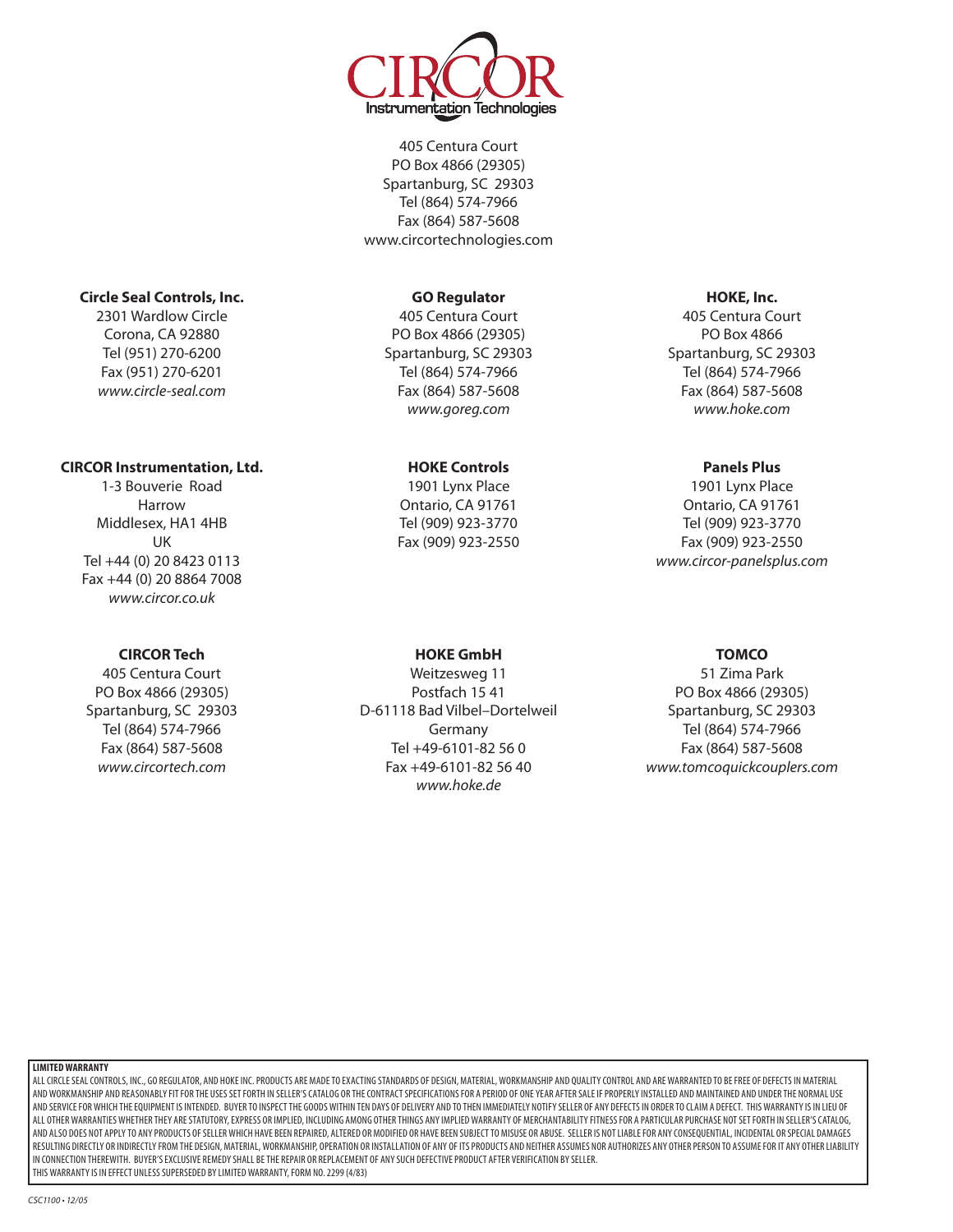CIRCOR
Instrumentation Technologies

405 Centura Court
PO Box 4866 (29305)
Spartanburg, SC 29303
Tel (864) 574-7966
Fax (864) 587-5608
www.circortechnologies.com

**Circle Seal Controls, Inc.**
2301 Wardlow Circle
Corona, CA 92880
Tel (951) 270-6200
Fax (951) 270-6201
*www.circle-seal.com*

**GO Regulator**
405 Centura Court
PO Box 4866 (29305)
Spartanburg, SC 29303
Tel (864) 574-7966
Fax (864) 587-5608
*www.goreg.com*

**HOKE, Inc.**
405 Centura Court
PO Box 4866
Spartanburg, SC 29303
Tel (864) 574-7966
Fax (864) 587-5608
*www.hoke.com*

**CIRCOR Instrumentation, Ltd.**
1-3 Bouverie Road
Harrow
Middlesex, HA1 4HB
UK
Tel +44 (0) 20 8423 0113
Fax +44 (0) 20 8864 7008
*www.circor.co.uk*

**HOKE Controls**
1901 Lynx Place
Ontario, CA 91761
Tel (909) 923-3770
Fax (909) 923-2550

**Panels Plus**
1901 Lynx Place
Ontario, CA 91761
Tel (909) 923-3770
Fax (909) 923-2550
*www.circor-panelsplus.com*

**CIRCOR Tech**
405 Centura Court
PO Box 4866 (29305)
Spartanburg, SC 29303
Tel (864) 574-7966
Fax (864) 587-5608
*www.circortech.com*

**HOKE GmbH**
Weitzesweg 11
Postfach 15 41
D-61118 Bad Vilbel–Dortelweil
Germany
Tel +49-6101-82 56 0
Fax +49-6101-82 56 40
*www.hoke.de*

**TOMCO**
51 Zima Park
PO Box 4866 (29305)
Spartanburg, SC 29303
Tel (864) 574-7966
Fax (864) 587-5608
*www.tomcoquickcouplers.com*

**LIMITED WARRANTY**

ALL CIRCLE SEAL CONTROLS, INC., GO REGULATOR, AND HOKE INC. PRODUCTS ARE MADE TO EXACTING STANDARDS OF DESIGN, MATERIAL, WORKMANSHIP AND QUALITY CONTROL AND ARE WARRANTED TO BE FREE OF DEFECTS IN MATERIAL AND WORKMANSHIP AND REASONABLY FIT FOR THE USES SET FORTH IN SELLER'S CATALOG OR THE CONTRACT SPECIFICATIONS FOR A PERIOD OF ONE YEAR AFTER SALE IF PROPERLY INSTALLED AND MAINTAINED AND UNDER THE NORMAL USE AND SERVICE FOR WHICH THE EQUIPMENT IS INTENDED. BUYER TO INSPECT THE GOODS WITHIN TEN DAYS OF DELIVERY AND TO THEN IMMEDIATELY NOTIFY SELLER OF ANY DEFECTS IN ORDER TO CLAIM A DEFECT. THIS WARRANTY IS IN LIEU OF ALL OTHER WARRANTIES WHETHER THEY ARE STATUTORY, EXPRESS OR IMPLIED, INCLUDING AMONG OTHER THINGS ANY IMPLIED WARRANTY OF MERCHANTABILITY FITNESS FOR A PARTICULAR PURCHASE NOT SET FORTH IN SELLER'S CATALOG, AND ALSO DOES NOT APPLY TO ANY PRODUCTS OF SELLER WHICH HAVE BEEN REPAIRED, ALTERED OR MODIFIED OR HAVE BEEN SUBJECT TO MISUSE OR ABUSE. SELLER IS NOT LIABLE FOR ANY CONSEQUENTIAL, INCIDENTAL OR SPECIAL DAMAGES RESULTING DIRECTLY OR INDIRECTLY FROM THE DESIGN, MATERIAL, WORKMANSHIP, OPERATION OR INSTALLATION OF ANY OF ITS PRODUCTS AND NEITHER ASSUMES NOR AUTHORIZES ANY OTHER PERSON TO ASSUME FOR IT ANY OTHER LIABILITY IN CONNECTION THEREWITH. BUYER'S EXCLUSIVE REMEDY SHALL BE THE REPAIR OR REPLACEMENT OF ANY SUCH DEFECTIVE PRODUCT AFTER VERIFICATION BY SELLER.
THIS WARRANTY IS IN EFFECT UNLESS SUPERSEDED BY LIMITED WARRANTY, FORM NO. 2299 (4/83)

*CSC1100 • 12/05*